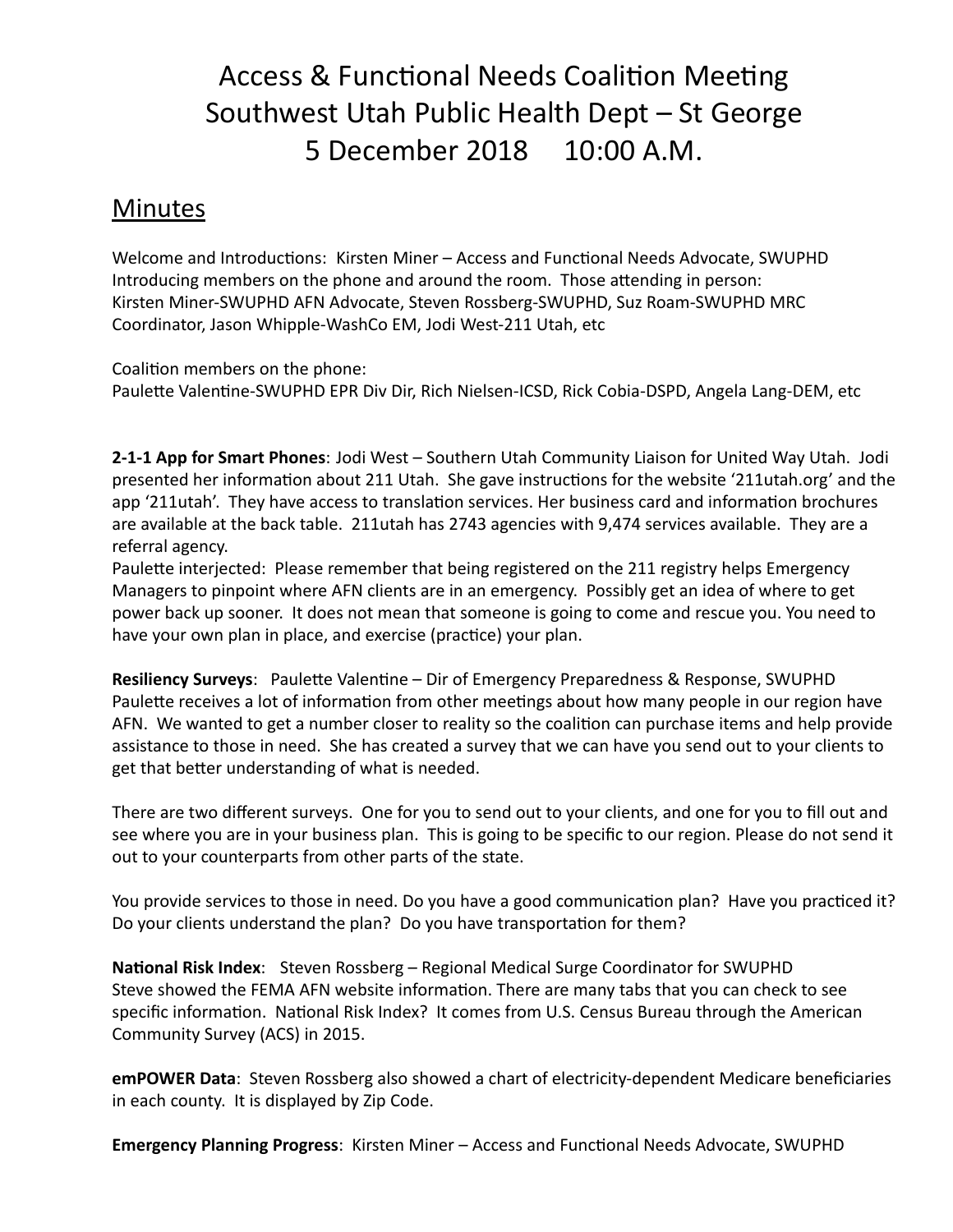# Access & Functional Needs Coalition Meeting
# Southwest Utah Public Health Dept – St George
# 5 December 2018 10:00 A.M.

## Minutes

Welcome and Introductions: Kirsten Miner – Access and Functional Needs Advocate, SWUPHD
Introducing members on the phone and around the room. Those attending in person:
Kirsten Miner-SWUPHD AFN Advocate, Steven Rossberg-SWUPHD, Suz Roam-SWUPHD MRC Coordinator, Jason Whipple-WashCo EM, Jodi West-211 Utah, etc

Coalition members on the phone:
Paulette Valentine-SWUPHD EPR Div Dir, Rich Nielsen-ICSD, Rick Cobia-DSPD, Angela Lang-DEM, etc

**2-1-1 App for Smart Phones**: Jodi West – Southern Utah Community Liaison for United Way Utah. Jodi presented her information about 211 Utah. She gave instructions for the website '211utah.org' and the app '211utah'. They have access to translation services. Her business card and information brochures are available at the back table. 211utah has 2743 agencies with 9,474 services available. They are a referral agency.
Paulette interjected: Please remember that being registered on the 211 registry helps Emergency Managers to pinpoint where AFN clients are in an emergency. Possibly get an idea of where to get power back up sooner. It does not mean that someone is going to come and rescue you. You need to have your own plan in place, and exercise (practice) your plan.

**Resiliency Surveys**: Paulette Valentine – Dir of Emergency Preparedness & Response, SWUPHD
Paulette receives a lot of information from other meetings about how many people in our region have AFN. We wanted to get a number closer to reality so the coalition can purchase items and help provide assistance to those in need. She has created a survey that we can have you send out to your clients to get that better understanding of what is needed.

There are two different surveys. One for you to send out to your clients, and one for you to fill out and see where you are in your business plan. This is going to be specific to our region. Please do not send it out to your counterparts from other parts of the state.

You provide services to those in need. Do you have a good communication plan? Have you practiced it? Do your clients understand the plan? Do you have transportation for them?

**National Risk Index**: Steven Rossberg – Regional Medical Surge Coordinator for SWUPHD
Steve showed the FEMA AFN website information. There are many tabs that you can check to see specific information. National Risk Index? It comes from U.S. Census Bureau through the American Community Survey (ACS) in 2015.

**emPOWER Data**: Steven Rossberg also showed a chart of electricity-dependent Medicare beneficiaries in each county. It is displayed by Zip Code.

**Emergency Planning Progress**: Kirsten Miner – Access and Functional Needs Advocate, SWUPHD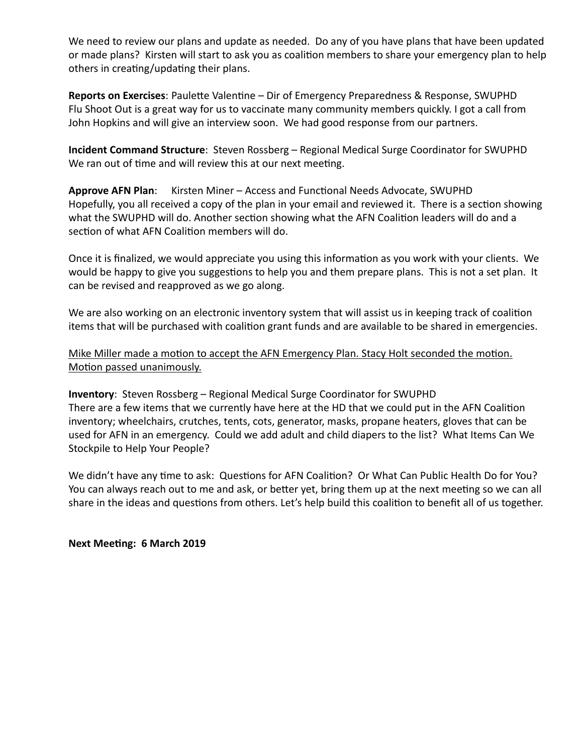We need to review our plans and update as needed. Do any of you have plans that have been updated or made plans? Kirsten will start to ask you as coalition members to share your emergency plan to help others in creating/updating their plans.

**Reports on Exercises**: Paulette Valentine – Dir of Emergency Preparedness & Response, SWUPHD
Flu Shoot Out is a great way for us to vaccinate many community members quickly. I got a call from John Hopkins and will give an interview soon. We had good response from our partners.

**Incident Command Structure**: Steven Rossberg – Regional Medical Surge Coordinator for SWUPHD
We ran out of time and will review this at our next meeting.

**Approve AFN Plan**: Kirsten Miner – Access and Functional Needs Advocate, SWUPHD
Hopefully, you all received a copy of the plan in your email and reviewed it. There is a section showing what the SWUPHD will do. Another section showing what the AFN Coalition leaders will do and a section of what AFN Coalition members will do.

Once it is finalized, we would appreciate you using this information as you work with your clients. We would be happy to give you suggestions to help you and them prepare plans. This is not a set plan. It can be revised and reapproved as we go along.

We are also working on an electronic inventory system that will assist us in keeping track of coalition items that will be purchased with coalition grant funds and are available to be shared in emergencies.

<u>Mike Miller made a motion to accept the AFN Emergency Plan. Stacy Holt seconded the motion. Motion passed unanimously.</u>

**Inventory**: Steven Rossberg – Regional Medical Surge Coordinator for SWUPHD
There are a few items that we currently have here at the HD that we could put in the AFN Coalition inventory; wheelchairs, crutches, tents, cots, generator, masks, propane heaters, gloves that can be used for AFN in an emergency. Could we add adult and child diapers to the list? What Items Can We Stockpile to Help Your People?

We didn't have any time to ask: Questions for AFN Coalition? Or What Can Public Health Do for You? You can always reach out to me and ask, or better yet, bring them up at the next meeting so we can all share in the ideas and questions from others. Let's help build this coalition to benefit all of us together.

**Next Meeting: 6 March 2019**